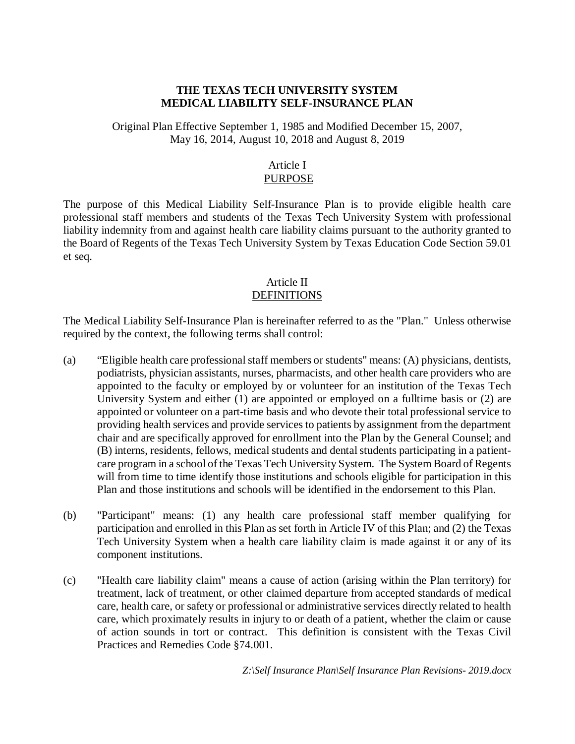# THE TEXAS TECH UNIVERSITY SYSTEM
# MEDICAL LIABILITY SELF-INSURANCE PLAN

Original Plan Effective September 1, 1985 and Modified December 15, 2007, May 16, 2014, August 10, 2018 and August 8, 2019

## Article I
## PURPOSE

The purpose of this Medical Liability Self-Insurance Plan is to provide eligible health care professional staff members and students of the Texas Tech University System with professional liability indemnity from and against health care liability claims pursuant to the authority granted to the Board of Regents of the Texas Tech University System by Texas Education Code Section 59.01 et seq.

## Article II
## DEFINITIONS

The Medical Liability Self-Insurance Plan is hereinafter referred to as the "Plan." Unless otherwise required by the context, the following terms shall control:

(a) "Eligible health care professional staff members or students" means: (A) physicians, dentists, podiatrists, physician assistants, nurses, pharmacists, and other health care providers who are appointed to the faculty or employed by or volunteer for an institution of the Texas Tech University System and either (1) are appointed or employed on a fulltime basis or (2) are appointed or volunteer on a part-time basis and who devote their total professional service to providing health services and provide services to patients by assignment from the department chair and are specifically approved for enrollment into the Plan by the General Counsel; and (B) interns, residents, fellows, medical students and dental students participating in a patient-care program in a school of the Texas Tech University System. The System Board of Regents will from time to time identify those institutions and schools eligible for participation in this Plan and those institutions and schools will be identified in the endorsement to this Plan.

(b) "Participant" means: (1) any health care professional staff member qualifying for participation and enrolled in this Plan as set forth in Article IV of this Plan; and (2) the Texas Tech University System when a health care liability claim is made against it or any of its component institutions.

(c) "Health care liability claim" means a cause of action (arising within the Plan territory) for treatment, lack of treatment, or other claimed departure from accepted standards of medical care, health care, or safety or professional or administrative services directly related to health care, which proximately results in injury to or death of a patient, whether the claim or cause of action sounds in tort or contract. This definition is consistent with the Texas Civil Practices and Remedies Code §74.001.

*Z:\Self Insurance Plan\Self Insurance Plan Revisions- 2019.docx*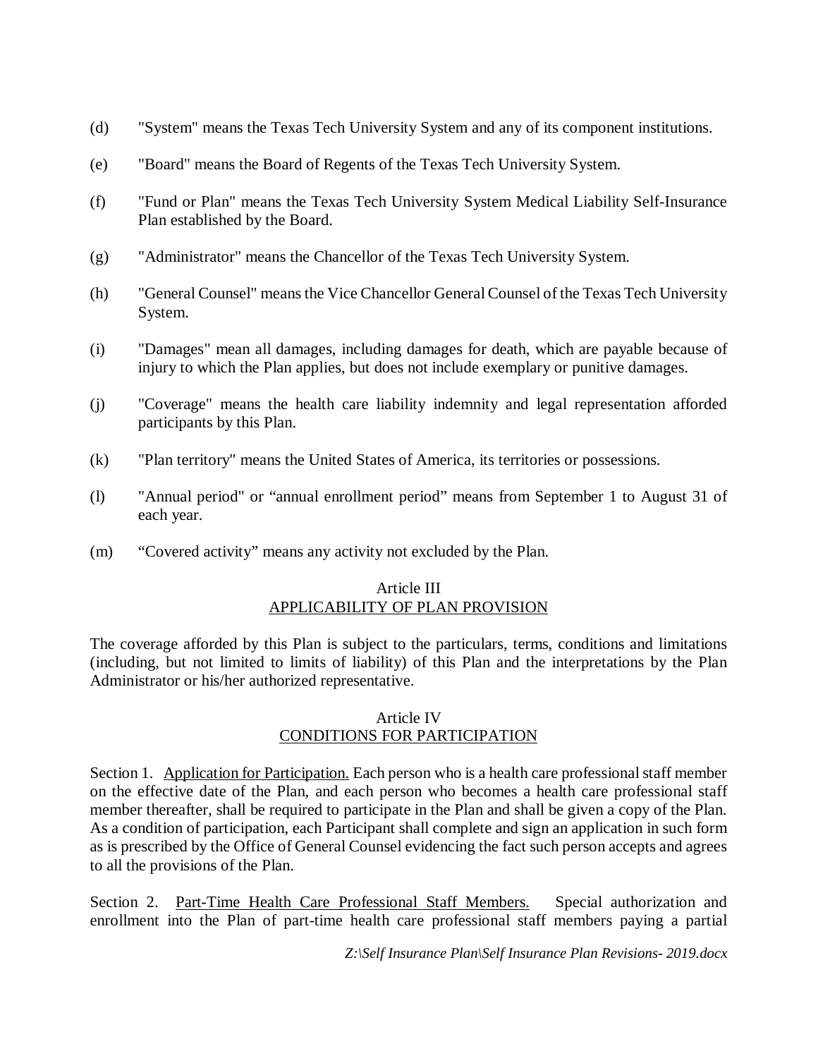(d) "System" means the Texas Tech University System and any of its component institutions.

(e) "Board" means the Board of Regents of the Texas Tech University System.

(f) "Fund or Plan" means the Texas Tech University System Medical Liability Self-Insurance Plan established by the Board.

(g) "Administrator" means the Chancellor of the Texas Tech University System.

(h) "General Counsel" means the Vice Chancellor General Counsel of the Texas Tech University System.

(i) "Damages" mean all damages, including damages for death, which are payable because of injury to which the Plan applies, but does not include exemplary or punitive damages.

(j) "Coverage" means the health care liability indemnity and legal representation afforded participants by this Plan.

(k) "Plan territory" means the United States of America, its territories or possessions.

(l) "Annual period" or "annual enrollment period" means from September 1 to August 31 of each year.

(m) "Covered activity" means any activity not excluded by the Plan.

## Article III
## APPLICABILITY OF PLAN PROVISION

The coverage afforded by this Plan is subject to the particulars, terms, conditions and limitations (including, but not limited to limits of liability) of this Plan and the interpretations by the Plan Administrator or his/her authorized representative.

## Article IV
## CONDITIONS FOR PARTICIPATION

Section 1. Application for Participation. Each person who is a health care professional staff member on the effective date of the Plan, and each person who becomes a health care professional staff member thereafter, shall be required to participate in the Plan and shall be given a copy of the Plan. As a condition of participation, each Participant shall complete and sign an application in such form as is prescribed by the Office of General Counsel evidencing the fact such person accepts and agrees to all the provisions of the Plan.

Section 2. Part-Time Health Care Professional Staff Members. Special authorization and enrollment into the Plan of part-time health care professional staff members paying a partial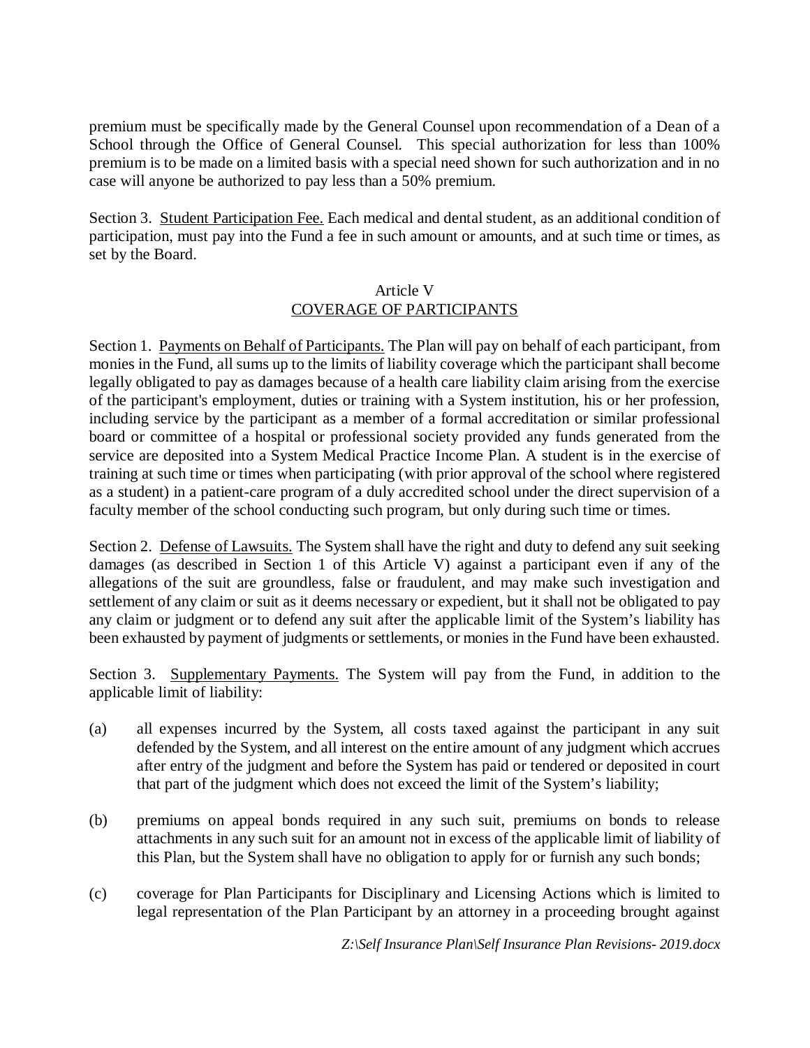premium must be specifically made by the General Counsel upon recommendation of a Dean of a School through the Office of General Counsel. This special authorization for less than 100% premium is to be made on a limited basis with a special need shown for such authorization and in no case will anyone be authorized to pay less than a 50% premium.

Section 3. Student Participation Fee. Each medical and dental student, as an additional condition of participation, must pay into the Fund a fee in such amount or amounts, and at such time or times, as set by the Board.

## Article V
## COVERAGE OF PARTICIPANTS

Section 1. Payments on Behalf of Participants. The Plan will pay on behalf of each participant, from monies in the Fund, all sums up to the limits of liability coverage which the participant shall become legally obligated to pay as damages because of a health care liability claim arising from the exercise of the participant's employment, duties or training with a System institution, his or her profession, including service by the participant as a member of a formal accreditation or similar professional board or committee of a hospital or professional society provided any funds generated from the service are deposited into a System Medical Practice Income Plan. A student is in the exercise of training at such time or times when participating (with prior approval of the school where registered as a student) in a patient-care program of a duly accredited school under the direct supervision of a faculty member of the school conducting such program, but only during such time or times.

Section 2. Defense of Lawsuits. The System shall have the right and duty to defend any suit seeking damages (as described in Section 1 of this Article V) against a participant even if any of the allegations of the suit are groundless, false or fraudulent, and may make such investigation and settlement of any claim or suit as it deems necessary or expedient, but it shall not be obligated to pay any claim or judgment or to defend any suit after the applicable limit of the System's liability has been exhausted by payment of judgments or settlements, or monies in the Fund have been exhausted.

Section 3. Supplementary Payments. The System will pay from the Fund, in addition to the applicable limit of liability:

(a) all expenses incurred by the System, all costs taxed against the participant in any suit defended by the System, and all interest on the entire amount of any judgment which accrues after entry of the judgment and before the System has paid or tendered or deposited in court that part of the judgment which does not exceed the limit of the System's liability;

(b) premiums on appeal bonds required in any such suit, premiums on bonds to release attachments in any such suit for an amount not in excess of the applicable limit of liability of this Plan, but the System shall have no obligation to apply for or furnish any such bonds;

(c) coverage for Plan Participants for Disciplinary and Licensing Actions which is limited to legal representation of the Plan Participant by an attorney in a proceeding brought against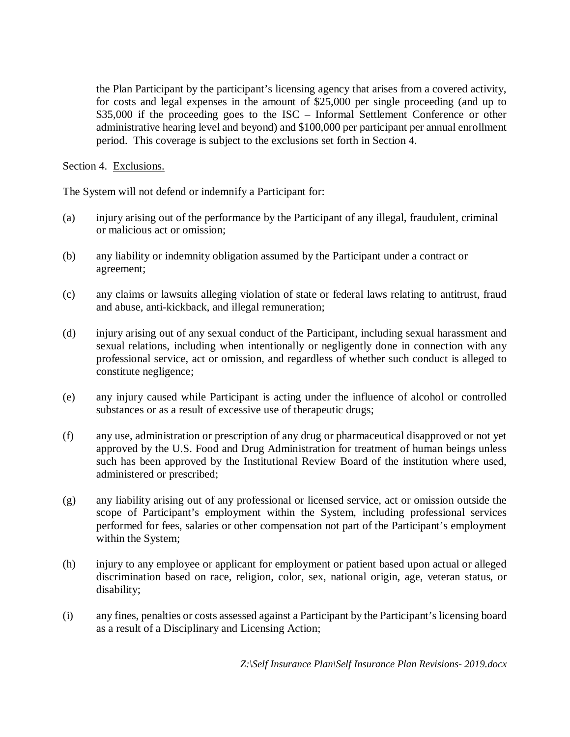the Plan Participant by the participant's licensing agency that arises from a covered activity, for costs and legal expenses in the amount of $25,000 per single proceeding (and up to $35,000 if the proceeding goes to the ISC – Informal Settlement Conference or other administrative hearing level and beyond) and $100,000 per participant per annual enrollment period. This coverage is subject to the exclusions set forth in Section 4.

Section 4. Exclusions.

The System will not defend or indemnify a Participant for:

(a) injury arising out of the performance by the Participant of any illegal, fraudulent, criminal or malicious act or omission;

(b) any liability or indemnity obligation assumed by the Participant under a contract or agreement;

(c) any claims or lawsuits alleging violation of state or federal laws relating to antitrust, fraud and abuse, anti-kickback, and illegal remuneration;

(d) injury arising out of any sexual conduct of the Participant, including sexual harassment and sexual relations, including when intentionally or negligently done in connection with any professional service, act or omission, and regardless of whether such conduct is alleged to constitute negligence;

(e) any injury caused while Participant is acting under the influence of alcohol or controlled substances or as a result of excessive use of therapeutic drugs;

(f) any use, administration or prescription of any drug or pharmaceutical disapproved or not yet approved by the U.S. Food and Drug Administration for treatment of human beings unless such has been approved by the Institutional Review Board of the institution where used, administered or prescribed;

(g) any liability arising out of any professional or licensed service, act or omission outside the scope of Participant's employment within the System, including professional services performed for fees, salaries or other compensation not part of the Participant's employment within the System;

(h) injury to any employee or applicant for employment or patient based upon actual or alleged discrimination based on race, religion, color, sex, national origin, age, veteran status, or disability;

(i) any fines, penalties or costs assessed against a Participant by the Participant's licensing board as a result of a Disciplinary and Licensing Action;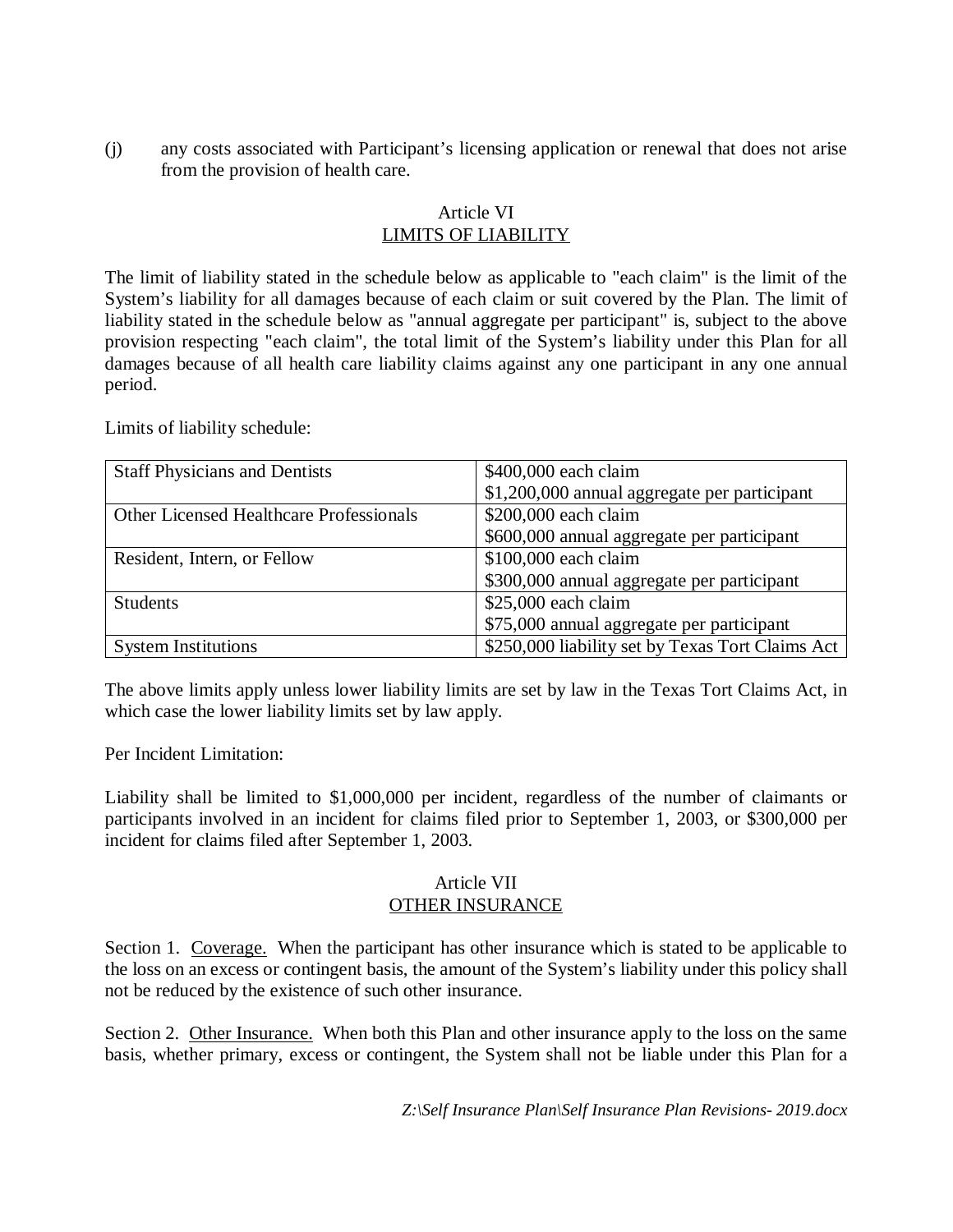(j) any costs associated with Participant's licensing application or renewal that does not arise from the provision of health care.

## Article VI
## LIMITS OF LIABILITY

The limit of liability stated in the schedule below as applicable to "each claim" is the limit of the System's liability for all damages because of each claim or suit covered by the Plan. The limit of liability stated in the schedule below as "annual aggregate per participant" is, subject to the above provision respecting "each claim", the total limit of the System's liability under this Plan for all damages because of all health care liability claims against any one participant in any one annual period.

Limits of liability schedule:

| | |
|---|---|
| Staff Physicians and Dentists | \$400,000 each claim<br>\$1,200,000 annual aggregate per participant |
| Other Licensed Healthcare Professionals | \$200,000 each claim<br>\$600,000 annual aggregate per participant |
| Resident, Intern, or Fellow | \$100,000 each claim<br>\$300,000 annual aggregate per participant |
| Students | \$25,000 each claim<br>\$75,000 annual aggregate per participant |
| System Institutions | \$250,000 liability set by Texas Tort Claims Act |

The above limits apply unless lower liability limits are set by law in the Texas Tort Claims Act, in which case the lower liability limits set by law apply.

Per Incident Limitation:

Liability shall be limited to \$1,000,000 per incident, regardless of the number of claimants or participants involved in an incident for claims filed prior to September 1, 2003, or \$300,000 per incident for claims filed after September 1, 2003.

## Article VII
## OTHER INSURANCE

Section 1. Coverage. When the participant has other insurance which is stated to be applicable to the loss on an excess or contingent basis, the amount of the System's liability under this policy shall not be reduced by the existence of such other insurance.

Section 2. Other Insurance. When both this Plan and other insurance apply to the loss on the same basis, whether primary, excess or contingent, the System shall not be liable under this Plan for a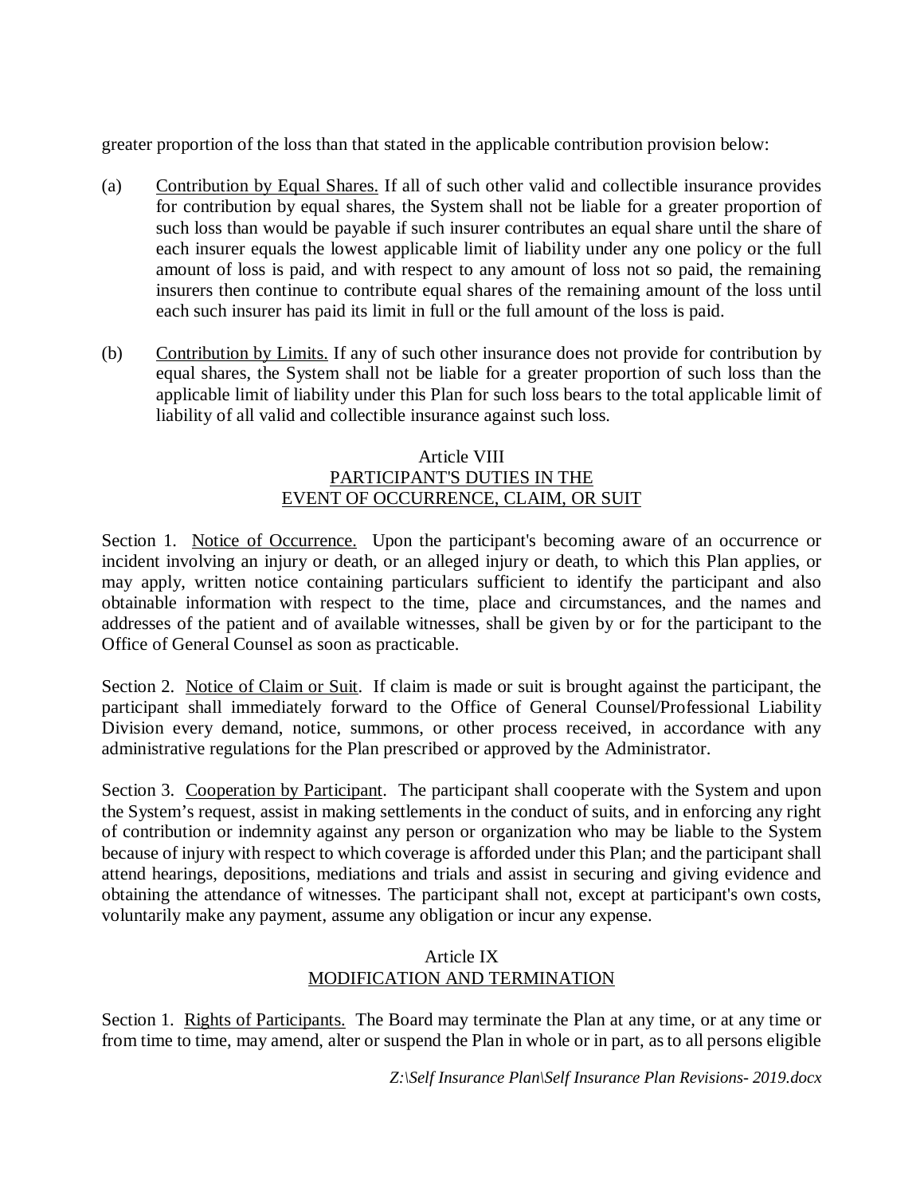greater proportion of the loss than that stated in the applicable contribution provision below:

(a) Contribution by Equal Shares. If all of such other valid and collectible insurance provides for contribution by equal shares, the System shall not be liable for a greater proportion of such loss than would be payable if such insurer contributes an equal share until the share of each insurer equals the lowest applicable limit of liability under any one policy or the full amount of loss is paid, and with respect to any amount of loss not so paid, the remaining insurers then continue to contribute equal shares of the remaining amount of the loss until each such insurer has paid its limit in full or the full amount of the loss is paid.

(b) Contribution by Limits. If any of such other insurance does not provide for contribution by equal shares, the System shall not be liable for a greater proportion of such loss than the applicable limit of liability under this Plan for such loss bears to the total applicable limit of liability of all valid and collectible insurance against such loss.

## Article VIII
## PARTICIPANT'S DUTIES IN THE EVENT OF OCCURRENCE, CLAIM, OR SUIT

Section 1. Notice of Occurrence. Upon the participant's becoming aware of an occurrence or incident involving an injury or death, or an alleged injury or death, to which this Plan applies, or may apply, written notice containing particulars sufficient to identify the participant and also obtainable information with respect to the time, place and circumstances, and the names and addresses of the patient and of available witnesses, shall be given by or for the participant to the Office of General Counsel as soon as practicable.

Section 2. Notice of Claim or Suit. If claim is made or suit is brought against the participant, the participant shall immediately forward to the Office of General Counsel/Professional Liability Division every demand, notice, summons, or other process received, in accordance with any administrative regulations for the Plan prescribed or approved by the Administrator.

Section 3. Cooperation by Participant. The participant shall cooperate with the System and upon the System's request, assist in making settlements in the conduct of suits, and in enforcing any right of contribution or indemnity against any person or organization who may be liable to the System because of injury with respect to which coverage is afforded under this Plan; and the participant shall attend hearings, depositions, mediations and trials and assist in securing and giving evidence and obtaining the attendance of witnesses. The participant shall not, except at participant's own costs, voluntarily make any payment, assume any obligation or incur any expense.

## Article IX
## MODIFICATION AND TERMINATION

Section 1. Rights of Participants. The Board may terminate the Plan at any time, or at any time or from time to time, may amend, alter or suspend the Plan in whole or in part, as to all persons eligible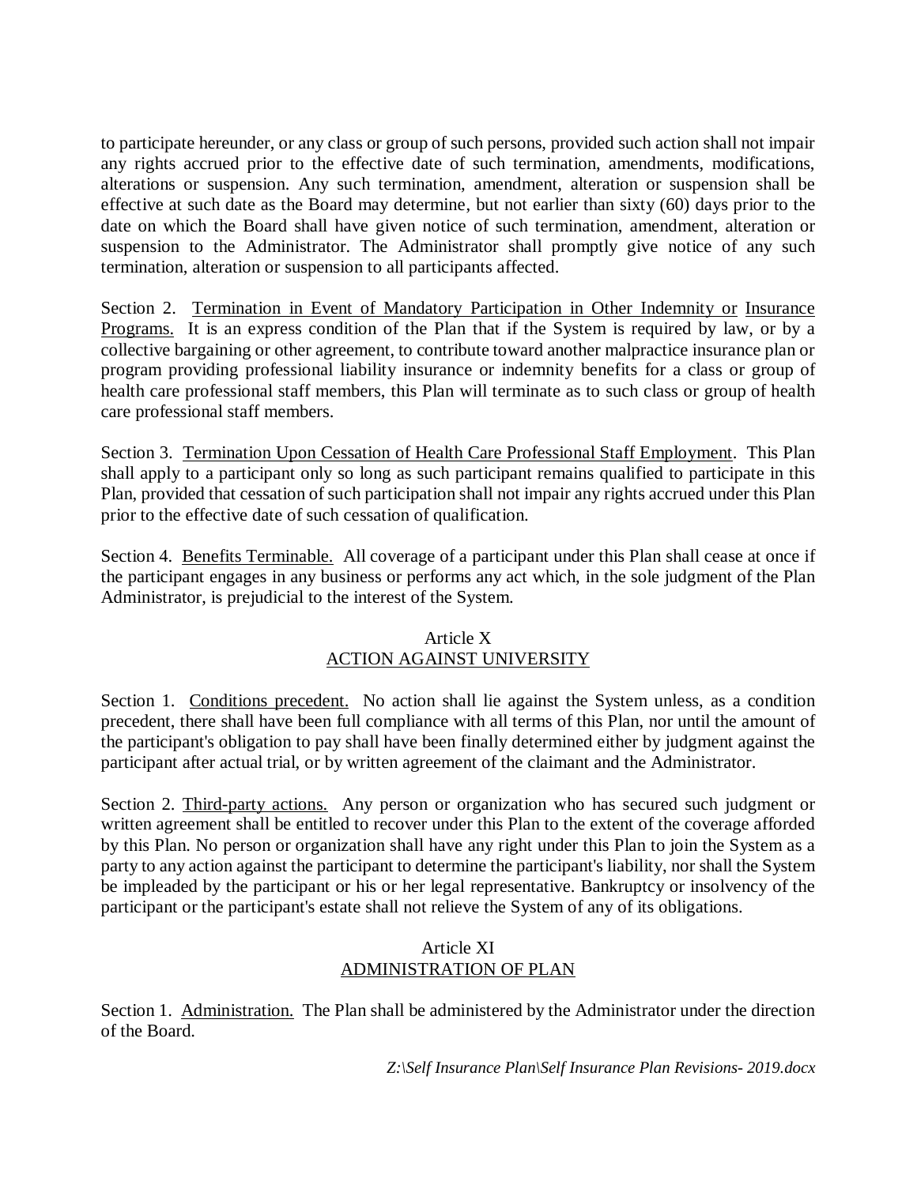to participate hereunder, or any class or group of such persons, provided such action shall not impair any rights accrued prior to the effective date of such termination, amendments, modifications, alterations or suspension. Any such termination, amendment, alteration or suspension shall be effective at such date as the Board may determine, but not earlier than sixty (60) days prior to the date on which the Board shall have given notice of such termination, amendment, alteration or suspension to the Administrator. The Administrator shall promptly give notice of any such termination, alteration or suspension to all participants affected.

Section 2. Termination in Event of Mandatory Participation in Other Indemnity or Insurance Programs. It is an express condition of the Plan that if the System is required by law, or by a collective bargaining or other agreement, to contribute toward another malpractice insurance plan or program providing professional liability insurance or indemnity benefits for a class or group of health care professional staff members, this Plan will terminate as to such class or group of health care professional staff members.

Section 3. Termination Upon Cessation of Health Care Professional Staff Employment. This Plan shall apply to a participant only so long as such participant remains qualified to participate in this Plan, provided that cessation of such participation shall not impair any rights accrued under this Plan prior to the effective date of such cessation of qualification.

Section 4. Benefits Terminable. All coverage of a participant under this Plan shall cease at once if the participant engages in any business or performs any act which, in the sole judgment of the Plan Administrator, is prejudicial to the interest of the System.

## Article X
## ACTION AGAINST UNIVERSITY

Section 1. Conditions precedent. No action shall lie against the System unless, as a condition precedent, there shall have been full compliance with all terms of this Plan, nor until the amount of the participant's obligation to pay shall have been finally determined either by judgment against the participant after actual trial, or by written agreement of the claimant and the Administrator.

Section 2. Third-party actions. Any person or organization who has secured such judgment or written agreement shall be entitled to recover under this Plan to the extent of the coverage afforded by this Plan. No person or organization shall have any right under this Plan to join the System as a party to any action against the participant to determine the participant's liability, nor shall the System be impleaded by the participant or his or her legal representative. Bankruptcy or insolvency of the participant or the participant's estate shall not relieve the System of any of its obligations.

## Article XI
## ADMINISTRATION OF PLAN

Section 1. Administration. The Plan shall be administered by the Administrator under the direction of the Board.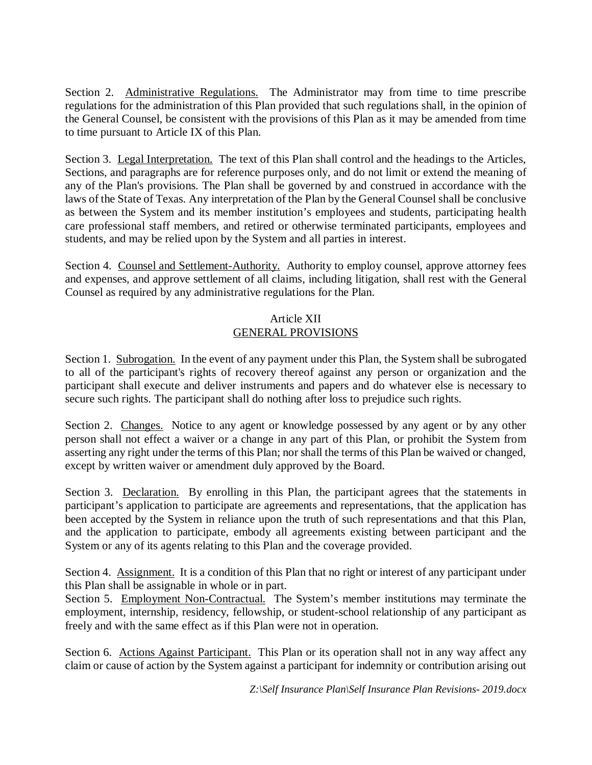Section 2. Administrative Regulations. The Administrator may from time to time prescribe regulations for the administration of this Plan provided that such regulations shall, in the opinion of the General Counsel, be consistent with the provisions of this Plan as it may be amended from time to time pursuant to Article IX of this Plan.

Section 3. Legal Interpretation. The text of this Plan shall control and the headings to the Articles, Sections, and paragraphs are for reference purposes only, and do not limit or extend the meaning of any of the Plan's provisions. The Plan shall be governed by and construed in accordance with the laws of the State of Texas. Any interpretation of the Plan by the General Counsel shall be conclusive as between the System and its member institution's employees and students, participating health care professional staff members, and retired or otherwise terminated participants, employees and students, and may be relied upon by the System and all parties in interest.

Section 4. Counsel and Settlement-Authority. Authority to employ counsel, approve attorney fees and expenses, and approve settlement of all claims, including litigation, shall rest with the General Counsel as required by any administrative regulations for the Plan.

## Article XII
## GENERAL PROVISIONS

Section 1. Subrogation. In the event of any payment under this Plan, the System shall be subrogated to all of the participant's rights of recovery thereof against any person or organization and the participant shall execute and deliver instruments and papers and do whatever else is necessary to secure such rights. The participant shall do nothing after loss to prejudice such rights.

Section 2. Changes. Notice to any agent or knowledge possessed by any agent or by any other person shall not effect a waiver or a change in any part of this Plan, or prohibit the System from asserting any right under the terms of this Plan; nor shall the terms of this Plan be waived or changed, except by written waiver or amendment duly approved by the Board.

Section 3. Declaration. By enrolling in this Plan, the participant agrees that the statements in participant's application to participate are agreements and representations, that the application has been accepted by the System in reliance upon the truth of such representations and that this Plan, and the application to participate, embody all agreements existing between participant and the System or any of its agents relating to this Plan and the coverage provided.

Section 4. Assignment. It is a condition of this Plan that no right or interest of any participant under this Plan shall be assignable in whole or in part.

Section 5. Employment Non-Contractual. The System's member institutions may terminate the employment, internship, residency, fellowship, or student-school relationship of any participant as freely and with the same effect as if this Plan were not in operation.

Section 6. Actions Against Participant. This Plan or its operation shall not in any way affect any claim or cause of action by the System against a participant for indemnity or contribution arising out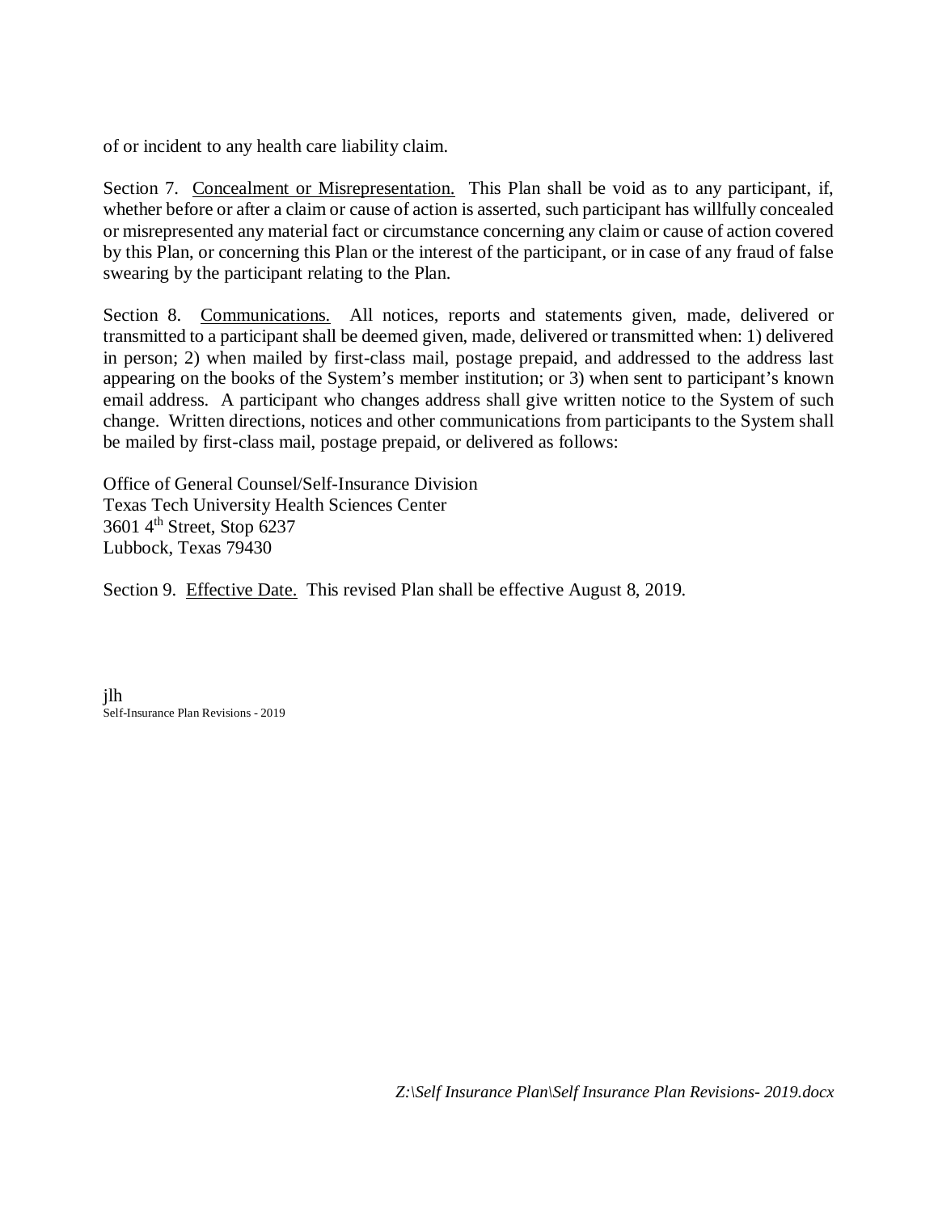of or incident to any health care liability claim.

Section 7. <u>Concealment or Misrepresentation.</u> This Plan shall be void as to any participant, if, whether before or after a claim or cause of action is asserted, such participant has willfully concealed or misrepresented any material fact or circumstance concerning any claim or cause of action covered by this Plan, or concerning this Plan or the interest of the participant, or in case of any fraud of false swearing by the participant relating to the Plan.

Section 8. <u>Communications.</u> All notices, reports and statements given, made, delivered or transmitted to a participant shall be deemed given, made, delivered or transmitted when: 1) delivered in person; 2) when mailed by first-class mail, postage prepaid, and addressed to the address last appearing on the books of the System's member institution; or 3) when sent to participant's known email address. A participant who changes address shall give written notice to the System of such change. Written directions, notices and other communications from participants to the System shall be mailed by first-class mail, postage prepaid, or delivered as follows:

Office of General Counsel/Self-Insurance Division
Texas Tech University Health Sciences Center
3601 4th Street, Stop 6237
Lubbock, Texas 79430

Section 9. <u>Effective Date.</u> This revised Plan shall be effective August 8, 2019.

jlh
Self-Insurance Plan Revisions - 2019

*Z:\Self Insurance Plan\Self Insurance Plan Revisions- 2019.docx*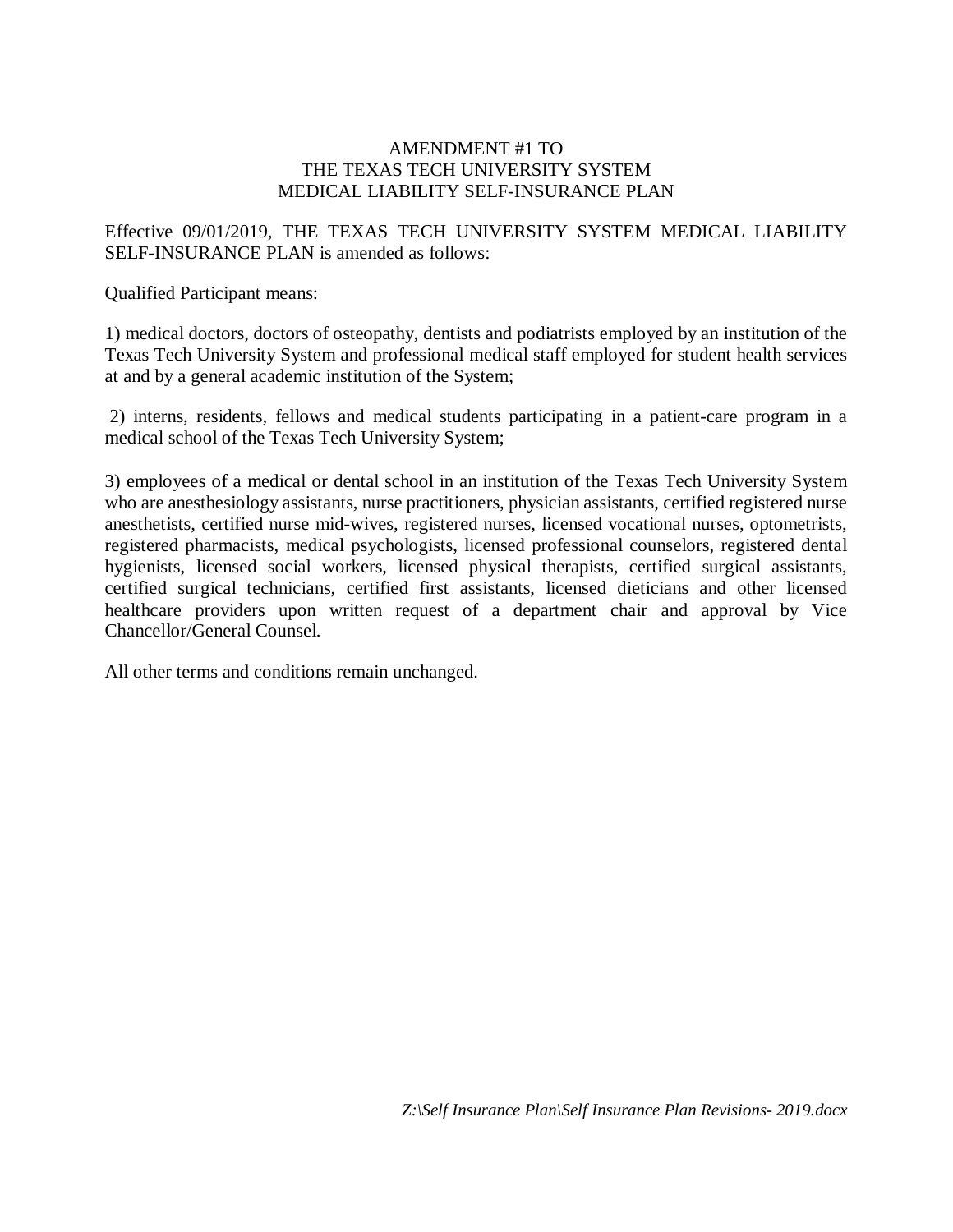# AMENDMENT #1 TO THE TEXAS TECH UNIVERSITY SYSTEM MEDICAL LIABILITY SELF-INSURANCE PLAN

Effective 09/01/2019, THE TEXAS TECH UNIVERSITY SYSTEM MEDICAL LIABILITY SELF-INSURANCE PLAN is amended as follows:

Qualified Participant means:

1) medical doctors, doctors of osteopathy, dentists and podiatrists employed by an institution of the Texas Tech University System and professional medical staff employed for student health services at and by a general academic institution of the System;

2) interns, residents, fellows and medical students participating in a patient-care program in a medical school of the Texas Tech University System;

3) employees of a medical or dental school in an institution of the Texas Tech University System who are anesthesiology assistants, nurse practitioners, physician assistants, certified registered nurse anesthetists, certified nurse mid-wives, registered nurses, licensed vocational nurses, optometrists, registered pharmacists, medical psychologists, licensed professional counselors, registered dental hygienists, licensed social workers, licensed physical therapists, certified surgical assistants, certified surgical technicians, certified first assistants, licensed dieticians and other licensed healthcare providers upon written request of a department chair and approval by Vice Chancellor/General Counsel.

All other terms and conditions remain unchanged.

*Z:\Self Insurance Plan\Self Insurance Plan Revisions- 2019.docx*